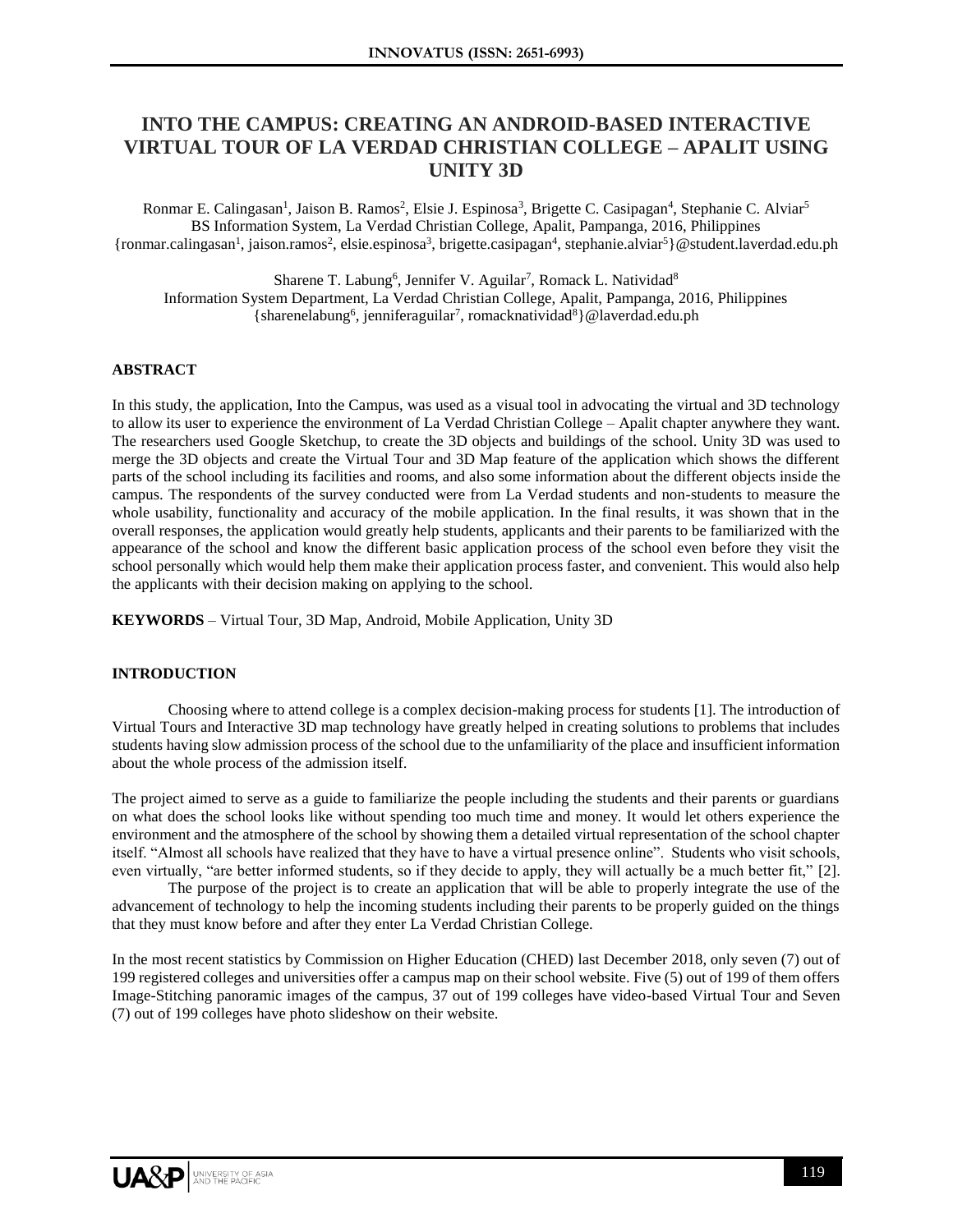# INTO THE CAMPUS: CREATING AN ANDROID-BASED INTERACTIVE VIRTUAL TOUR OF LA VERDAD CHRISTIAN COLLEGE – APALIT USING UNITY 3D

Ronmar E. Calingasan[1], Jaison B. Ramos[2], Elsie J. Espinosa[3], Brigette C. Casipagan[4], Stephanie C. Alviar[5]
BS Information System, La Verdad Christian College, Apalit, Pampanga, 2016, Philippines
{ronmar.calingasan[1], jaison.ramos[2], elsie.espinosa[3], brigette.casipagan[4], stephanie.alviar[5]}@student.laverdad.edu.ph

Sharene T. Labung[6], Jennifer V. Aguilar[7], Romack L. Natividad[8]
Information System Department, La Verdad Christian College, Apalit, Pampanga, 2016, Philippines
{sharenelabung[6], jenniferaguilar[7], romacknatividad[8]}@laverdad.edu.ph

## ABSTRACT

In this study, the application, Into the Campus, was used as a visual tool in advocating the virtual and 3D technology to allow its user to experience the environment of La Verdad Christian College – Apalit chapter anywhere they want. The researchers used Google Sketchup, to create the 3D objects and buildings of the school. Unity 3D was used to merge the 3D objects and create the Virtual Tour and 3D Map feature of the application which shows the different parts of the school including its facilities and rooms, and also some information about the different objects inside the campus. The respondents of the survey conducted were from La Verdad students and non-students to measure the whole usability, functionality and accuracy of the mobile application. In the final results, it was shown that in the overall responses, the application would greatly help students, applicants and their parents to be familiarized with the appearance of the school and know the different basic application process of the school even before they visit the school personally which would help them make their application process faster, and convenient. This would also help the applicants with their decision making on applying to the school.

**KEYWORDS** – Virtual Tour, 3D Map, Android, Mobile Application, Unity 3D

## INTRODUCTION

Choosing where to attend college is a complex decision-making process for students [1]. The introduction of Virtual Tours and Interactive 3D map technology have greatly helped in creating solutions to problems that includes students having slow admission process of the school due to the unfamiliarity of the place and insufficient information about the whole process of the admission itself.

The project aimed to serve as a guide to familiarize the people including the students and their parents or guardians on what does the school looks like without spending too much time and money. It would let others experience the environment and the atmosphere of the school by showing them a detailed virtual representation of the school chapter itself. "Almost all schools have realized that they have to have a virtual presence online". Students who visit schools, even virtually, "are better informed students, so if they decide to apply, they will actually be a much better fit," [2].

The purpose of the project is to create an application that will be able to properly integrate the use of the advancement of technology to help the incoming students including their parents to be properly guided on the things that they must know before and after they enter La Verdad Christian College.

In the most recent statistics by Commission on Higher Education (CHED) last December 2018, only seven (7) out of 199 registered colleges and universities offer a campus map on their school website. Five (5) out of 199 of them offers Image-Stitching panoramic images of the campus, 37 out of 199 colleges have video-based Virtual Tour and Seven (7) out of 199 colleges have photo slideshow on their website.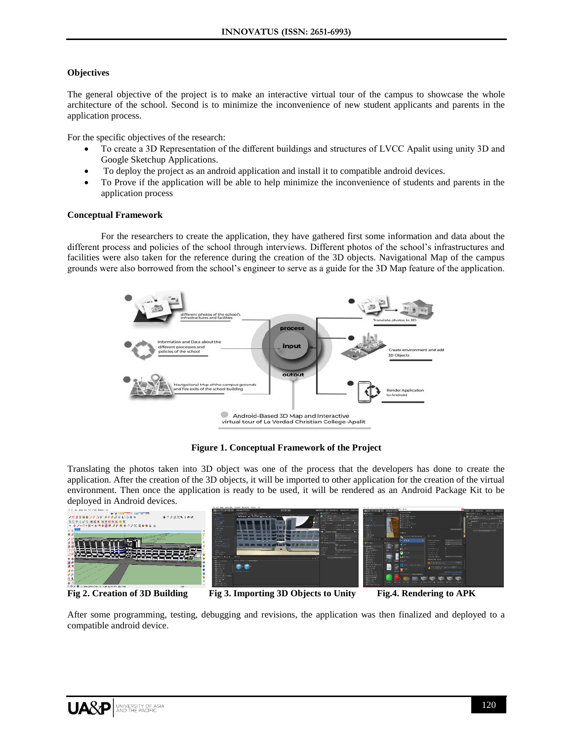### Objectives

The general objective of the project is to make an interactive virtual tour of the campus to showcase the whole architecture of the school. Second is to minimize the inconvenience of new student applicants and parents in the application process.

For the specific objectives of the research:

- To create a 3D Representation of the different buildings and structures of LVCC Apalit using unity 3D and Google Sketchup Applications.
- To deploy the project as an android application and install it to compatible android devices.
- To Prove if the application will be able to help minimize the inconvenience of students and parents in the application process

### Conceptual Framework

For the researchers to create the application, they have gathered first some information and data about the different process and policies of the school through interviews. Different photos of the school's infrastructures and facilities were also taken for the reference during the creation of the 3D objects. Navigational Map of the campus grounds were also borrowed from the school's engineer to serve as a guide for the 3D Map feature of the application.

**Figure 1. Conceptual Framework of the Project**

Translating the photos taken into 3D object was one of the process that the developers has done to create the application. After the creation of the 3D objects, it will be imported to other application for the creation of the virtual environment. Then once the application is ready to be used, it will be rendered as an Android Package Kit to be deployed in Android devices.

**Fig 2. Creation of 3D Building** **Fig 3. Importing 3D Objects to Unity** **Fig.4. Rendering to APK**

After some programming, testing, debugging and revisions, the application was then finalized and deployed to a compatible android device.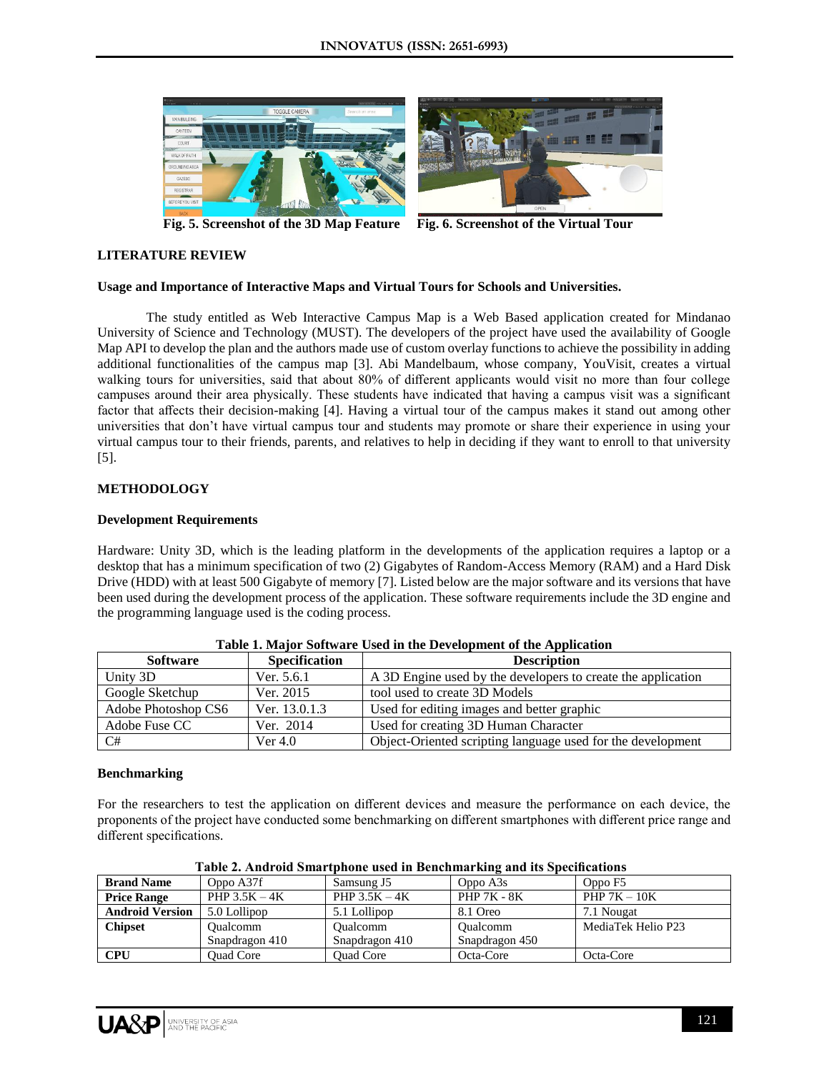Fig. 5. Screenshot of the 3D Map Feature

Fig. 6. Screenshot of the Virtual Tour

## LITERATURE REVIEW

### Usage and Importance of Interactive Maps and Virtual Tours for Schools and Universities.

The study entitled as Web Interactive Campus Map is a Web Based application created for Mindanao University of Science and Technology (MUST). The developers of the project have used the availability of Google Map API to develop the plan and the authors made use of custom overlay functions to achieve the possibility in adding additional functionalities of the campus map [3]. Abi Mandelbaum, whose company, YouVisit, creates a virtual walking tours for universities, said that about 80% of different applicants would visit no more than four college campuses around their area physically. These students have indicated that having a campus visit was a significant factor that affects their decision-making [4]. Having a virtual tour of the campus makes it stand out among other universities that don't have virtual campus tour and students may promote or share their experience in using your virtual campus tour to their friends, parents, and relatives to help in deciding if they want to enroll to that university [5].

## METHODOLOGY

### Development Requirements

Hardware: Unity 3D, which is the leading platform in the developments of the application requires a laptop or a desktop that has a minimum specification of two (2) Gigabytes of Random-Access Memory (RAM) and a Hard Disk Drive (HDD) with at least 500 Gigabyte of memory [7]. Listed below are the major software and its versions that have been used during the development process of the application. These software requirements include the 3D engine and the programming language used is the coding process.

**Table 1. Major Software Used in the Development of the Application**

| Software | Specification | Description |
|---|---|---|
| Unity 3D | Ver. 5.6.1 | A 3D Engine used by the developers to create the application |
| Google Sketchup | Ver. 2015 | tool used to create 3D Models |
| Adobe Photoshop CS6 | Ver. 13.0.1.3 | Used for editing images and better graphic |
| Adobe Fuse CC | Ver. 2014 | Used for creating 3D Human Character |
| C# | Ver 4.0 | Object-Oriented scripting language used for the development |

### Benchmarking

For the researchers to test the application on different devices and measure the performance on each device, the proponents of the project have conducted some benchmarking on different smartphones with different price range and different specifications.

**Table 2. Android Smartphone used in Benchmarking and its Specifications**

| **Brand Name** | Oppo A37f | Samsung J5 | Oppo A3s | Oppo F5 |
|---|---|---|---|---|
| **Price Range** | PHP 3.5K – 4K | PHP 3.5K – 4K | PHP 7K - 8K | PHP 7K – 10K |
| **Android Version** | 5.0 Lollipop | 5.1 Lollipop | 8.1 Oreo | 7.1 Nougat |
| **Chipset** | Qualcomm Snapdragon 410 | Qualcomm Snapdragon 410 | Qualcomm Snapdragon 450 | MediaTek Helio P23 |
| **CPU** | Quad Core | Quad Core | Octa-Core | Octa-Core |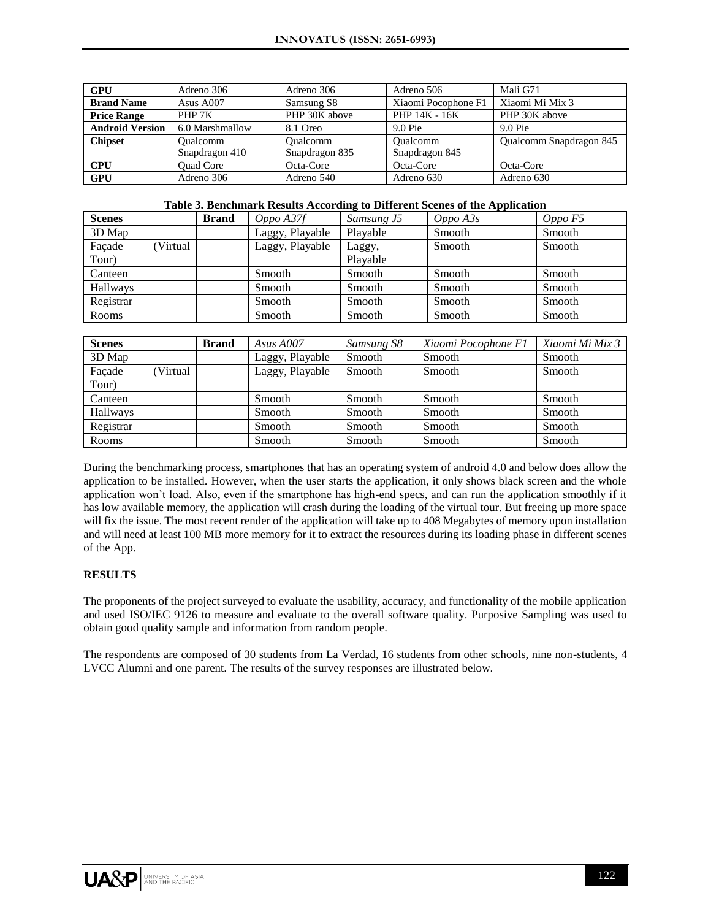| GPU | Adreno 306 | Adreno 306 | Adreno 506 | Mali G71 |
|---|---|---|---|---|
| **Brand Name** | Asus A007 | Samsung S8 | Xiaomi Pocophone F1 | Xiaomi Mi Mix 3 |
| **Price Range** | PHP 7K | PHP 30K above | PHP 14K - 16K | PHP 30K above |
| **Android Version** | 6.0 Marshmallow | 8.1 Oreo | 9.0 Pie | 9.0 Pie |
| **Chipset** | Qualcomm Snapdragon 410 | Qualcomm Snapdragon 835 | Qualcomm Snapdragon 845 | Qualcomm Snapdragon 845 |
| **CPU** | Quad Core | Octa-Core | Octa-Core | Octa-Core |
| **GPU** | Adreno 306 | Adreno 540 | Adreno 630 | Adreno 630 |

**Table 3. Benchmark Results According to Different Scenes of the Application**

| Scenes | Brand | *Oppo A37f* | *Samsung J5* | *Oppo A3s* | *Oppo F5* |
|---|---|---|---|---|---|
| 3D Map | | Laggy, Playable | Playable | Smooth | Smooth |
| Façade (Virtual Tour) | | Laggy, Playable | Laggy, Playable | Smooth | Smooth |
| Canteen | | Smooth | Smooth | Smooth | Smooth |
| Hallways | | Smooth | Smooth | Smooth | Smooth |
| Registrar | | Smooth | Smooth | Smooth | Smooth |
| Rooms | | Smooth | Smooth | Smooth | Smooth |

| Scenes | Brand | *Asus A007* | *Samsung S8* | *Xiaomi Pocophone F1* | *Xiaomi Mi Mix 3* |
|---|---|---|---|---|---|
| 3D Map | | Laggy, Playable | Smooth | Smooth | Smooth |
| Façade (Virtual Tour) | | Laggy, Playable | Smooth | Smooth | Smooth |
| Canteen | | Smooth | Smooth | Smooth | Smooth |
| Hallways | | Smooth | Smooth | Smooth | Smooth |
| Registrar | | Smooth | Smooth | Smooth | Smooth |
| Rooms | | Smooth | Smooth | Smooth | Smooth |

During the benchmarking process, smartphones that has an operating system of android 4.0 and below does allow the application to be installed. However, when the user starts the application, it only shows black screen and the whole application won't load. Also, even if the smartphone has high-end specs, and can run the application smoothly if it has low available memory, the application will crash during the loading of the virtual tour. But freeing up more space will fix the issue. The most recent render of the application will take up to 408 Megabytes of memory upon installation and will need at least 100 MB more memory for it to extract the resources during its loading phase in different scenes of the App.

## RESULTS

The proponents of the project surveyed to evaluate the usability, accuracy, and functionality of the mobile application and used ISO/IEC 9126 to measure and evaluate to the overall software quality. Purposive Sampling was used to obtain good quality sample and information from random people.

The respondents are composed of 30 students from La Verdad, 16 students from other schools, nine non-students, 4 LVCC Alumni and one parent. The results of the survey responses are illustrated below.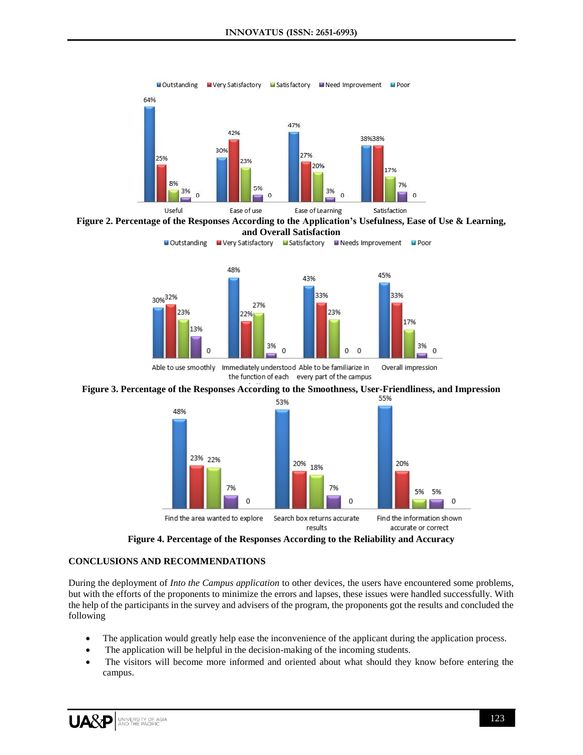Figure 2. Percentage of the Responses According to the Application's Usefulness, Ease of Use & Learning, and Overall Satisfaction

Figure 3. Percentage of the Responses According to the Smoothness, User-Friendliness, and Impression

Figure 4. Percentage of the Responses According to the Reliability and Accuracy

## CONCLUSIONS AND RECOMMENDATIONS

During the deployment of *Into the Campus application* to other devices, the users have encountered some problems, but with the efforts of the proponents to minimize the errors and lapses, these issues were handled successfully. With the help of the participants in the survey and advisers of the program, the proponents got the results and concluded the following

- The application would greatly help ease the inconvenience of the applicant during the application process.
- The application will be helpful in the decision-making of the incoming students.
- The visitors will become more informed and oriented about what should they know before entering the campus.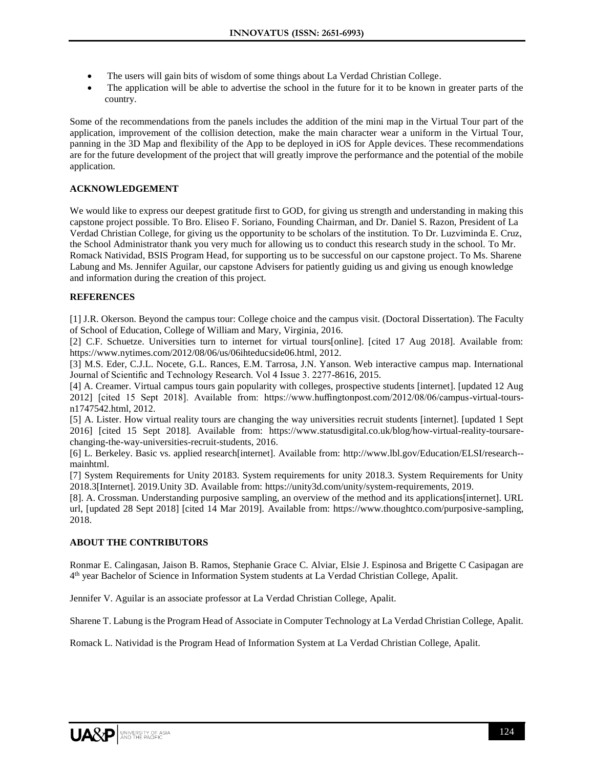- The users will gain bits of wisdom of some things about La Verdad Christian College.
- The application will be able to advertise the school in the future for it to be known in greater parts of the country.

Some of the recommendations from the panels includes the addition of the mini map in the Virtual Tour part of the application, improvement of the collision detection, make the main character wear a uniform in the Virtual Tour, panning in the 3D Map and flexibility of the App to be deployed in iOS for Apple devices. These recommendations are for the future development of the project that will greatly improve the performance and the potential of the mobile application.

## ACKNOWLEDGEMENT

We would like to express our deepest gratitude first to GOD, for giving us strength and understanding in making this capstone project possible. To Bro. Eliseo F. Soriano, Founding Chairman, and Dr. Daniel S. Razon, President of La Verdad Christian College, for giving us the opportunity to be scholars of the institution. To Dr. Luzviminda E. Cruz, the School Administrator thank you very much for allowing us to conduct this research study in the school. To Mr. Romack Natividad, BSIS Program Head, for supporting us to be successful on our capstone project. To Ms. Sharene Labung and Ms. Jennifer Aguilar, our capstone Advisers for patiently guiding us and giving us enough knowledge and information during the creation of this project.

## REFERENCES

[1] J.R. Okerson. Beyond the campus tour: College choice and the campus visit. (Doctoral Dissertation). The Faculty of School of Education, College of William and Mary, Virginia, 2016.

[2] C.F. Schuetze. Universities turn to internet for virtual tours[online]. [cited 17 Aug 2018]. Available from: https://www.nytimes.com/2012/08/06/us/06ihteducside06.html, 2012.

[3] M.S. Eder, C.J.L. Nocete, G.L. Rances, E.M. Tarrosa, J.N. Yanson. Web interactive campus map. International Journal of Scientific and Technology Research. Vol 4 Issue 3. 2277-8616, 2015.

[4] A. Creamer. Virtual campus tours gain popularity with colleges, prospective students [internet]. [updated 12 Aug 2012] [cited 15 Sept 2018]. Available from: https://www.huffingtonpost.com/2012/08/06/campus-virtual-tours-n1747542.html, 2012.

[5] A. Lister. How virtual reality tours are changing the way universities recruit students [internet]. [updated 1 Sept 2016] [cited 15 Sept 2018]. Available from: https://www.statusdigital.co.uk/blog/how-virtual-reality-toursare-changing-the-way-universities-recruit-students, 2016.

[6] L. Berkeley. Basic vs. applied research[internet]. Available from: http://www.lbl.gov/Education/ELSI/research--mainhtml.

[7] System Requirements for Unity 20183. System requirements for unity 2018.3. System Requirements for Unity 2018.3[Internet]. 2019.Unity 3D. Available from: https://unity3d.com/unity/system-requirements, 2019.

[8]. A. Crossman. Understanding purposive sampling, an overview of the method and its applications[internet]. URL url, [updated 28 Sept 2018] [cited 14 Mar 2019]. Available from: https://www.thoughtco.com/purposive-sampling, 2018.

## ABOUT THE CONTRIBUTORS

Ronmar E. Calingasan, Jaison B. Ramos, Stephanie Grace C. Alviar, Elsie J. Espinosa and Brigette C Casipagan are 4th year Bachelor of Science in Information System students at La Verdad Christian College, Apalit.

Jennifer V. Aguilar is an associate professor at La Verdad Christian College, Apalit.

Sharene T. Labung is the Program Head of Associate in Computer Technology at La Verdad Christian College, Apalit.

Romack L. Natividad is the Program Head of Information System at La Verdad Christian College, Apalit.